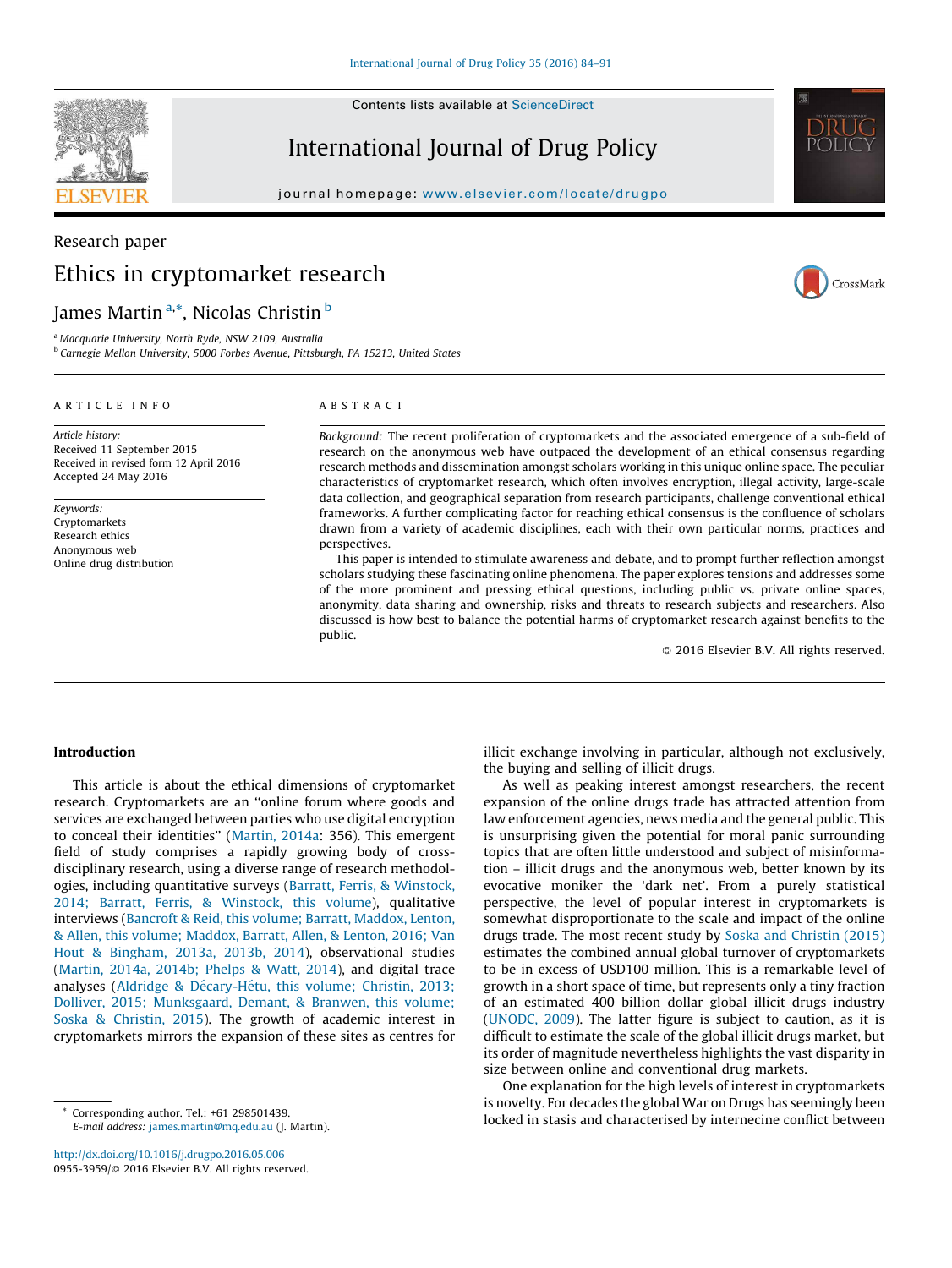Research paper

# Ethics in cryptomarket research

James Martin[a,*], Nicolas Christin[b]

[a] Macquarie University, North Ryde, NSW 2109, Australia
[b] Carnegie Mellon University, 5000 Forbes Avenue, Pittsburgh, PA 15213, United States

## ARTICLE INFO

*Article history:*
Received 11 September 2015
Received in revised form 12 April 2016
Accepted 24 May 2016

*Keywords:*
Cryptomarkets
Research ethics
Anonymous web
Online drug distribution

## ABSTRACT

*Background:* The recent proliferation of cryptomarkets and the associated emergence of a sub-field of research on the anonymous web have outpaced the development of an ethical consensus regarding research methods and dissemination amongst scholars working in this unique online space. The peculiar characteristics of cryptomarket research, which often involves encryption, illegal activity, large-scale data collection, and geographical separation from research participants, challenge conventional ethical frameworks. A further complicating factor for reaching ethical consensus is the confluence of scholars drawn from a variety of academic disciplines, each with their own particular norms, practices and perspectives.

This paper is intended to stimulate awareness and debate, and to prompt further reflection amongst scholars studying these fascinating online phenomena. The paper explores tensions and addresses some of the more prominent and pressing ethical questions, including public vs. private online spaces, anonymity, data sharing and ownership, risks and threats to research subjects and researchers. Also discussed is how best to balance the potential harms of cryptomarket research against benefits to the public.

© 2016 Elsevier B.V. All rights reserved.

## Introduction

This article is about the ethical dimensions of cryptomarket research. Cryptomarkets are an "online forum where goods and services are exchanged between parties who use digital encryption to conceal their identities" (Martin, 2014a: 356). This emergent field of study comprises a rapidly growing body of cross-disciplinary research, using a diverse range of research methodologies, including quantitative surveys (Barratt, Ferris, & Winstock, 2014; Barratt, Ferris, & Winstock, this volume), qualitative interviews (Bancroft & Reid, this volume; Barratt, Maddox, Lenton, & Allen, this volume; Maddox, Barratt, Allen, & Lenton, 2016; Van Hout & Bingham, 2013a, 2013b, 2014), observational studies (Martin, 2014a, 2014b; Phelps & Watt, 2014), and digital trace analyses (Aldridge & Décary-Hétu, this volume; Christin, 2013; Dolliver, 2015; Munksgaard, Demant, & Branwen, this volume; Soska & Christin, 2015). The growth of academic interest in cryptomarkets mirrors the expansion of these sites as centres for illicit exchange involving in particular, although not exclusively, the buying and selling of illicit drugs.

As well as peaking interest amongst researchers, the recent expansion of the online drugs trade has attracted attention from law enforcement agencies, news media and the general public. This is unsurprising given the potential for moral panic surrounding topics that are often little understood and subject of misinformation – illicit drugs and the anonymous web, better known by its evocative moniker the 'dark net'. From a purely statistical perspective, the level of popular interest in cryptomarkets is somewhat disproportionate to the scale and impact of the online drugs trade. The most recent study by Soska and Christin (2015) estimates the combined annual global turnover of cryptomarkets to be in excess of USD100 million. This is a remarkable level of growth in a short space of time, but represents only a tiny fraction of an estimated 400 billion dollar global illicit drugs industry (UNODC, 2009). The latter figure is subject to caution, as it is difficult to estimate the scale of the global illicit drugs market, but its order of magnitude nevertheless highlights the vast disparity in size between online and conventional drug markets.

One explanation for the high levels of interest in cryptomarkets is novelty. For decades the global War on Drugs has seemingly been locked in stasis and characterised by internecine conflict between

* Corresponding author. Tel.: +61 298501439.
E-mail address: james.martin@mq.edu.au (J. Martin).

http://dx.doi.org/10.1016/j.drugpo.2016.05.006
0955-3959/© 2016 Elsevier B.V. All rights reserved.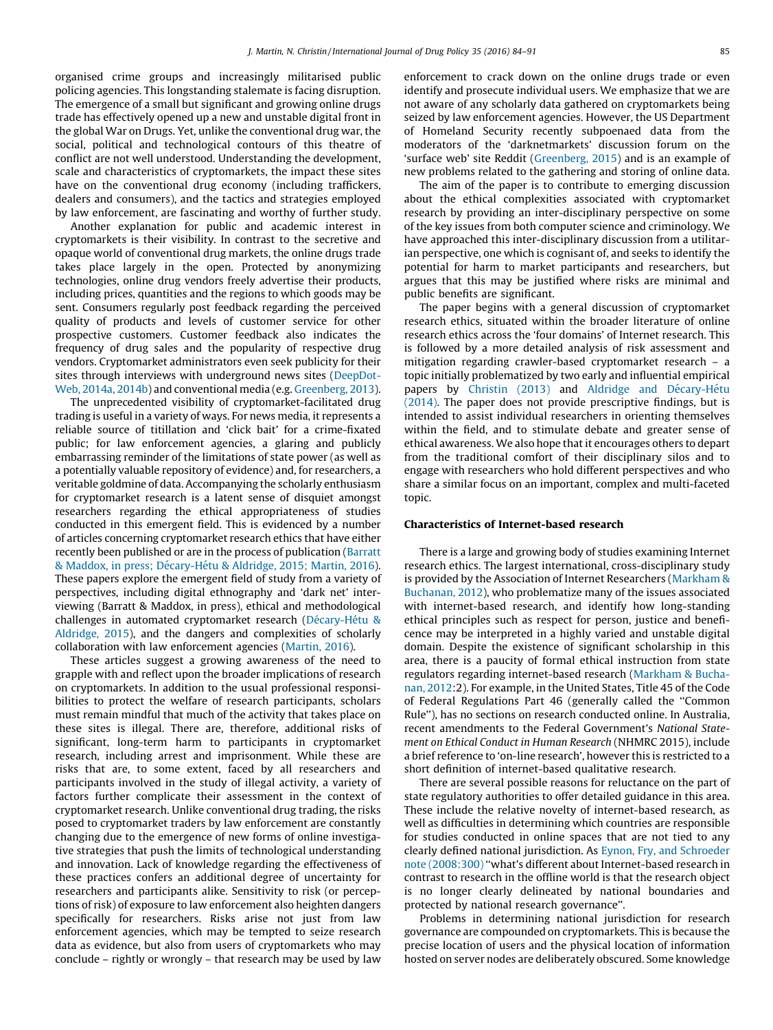organised crime groups and increasingly militarised public policing agencies. This longstanding stalemate is facing disruption. The emergence of a small but significant and growing online drugs trade has effectively opened up a new and unstable digital front in the global War on Drugs. Yet, unlike the conventional drug war, the social, political and technological contours of this theatre of conflict are not well understood. Understanding the development, scale and characteristics of cryptomarkets, the impact these sites have on the conventional drug economy (including traffickers, dealers and consumers), and the tactics and strategies employed by law enforcement, are fascinating and worthy of further study.

Another explanation for public and academic interest in cryptomarkets is their visibility. In contrast to the secretive and opaque world of conventional drug markets, the online drugs trade takes place largely in the open. Protected by anonymizing technologies, online drug vendors freely advertise their products, including prices, quantities and the regions to which goods may be sent. Consumers regularly post feedback regarding the perceived quality of products and levels of customer service for other prospective customers. Customer feedback also indicates the frequency of drug sales and the popularity of respective drug vendors. Cryptomarket administrators even seek publicity for their sites through interviews with underground news sites (DeepDotWeb, 2014a, 2014b) and conventional media (e.g. Greenberg, 2013).

The unprecedented visibility of cryptomarket-facilitated drug trading is useful in a variety of ways. For news media, it represents a reliable source of titillation and 'click bait' for a crime-fixated public; for law enforcement agencies, a glaring and publicly embarrassing reminder of the limitations of state power (as well as a potentially valuable repository of evidence) and, for researchers, a veritable goldmine of data. Accompanying the scholarly enthusiasm for cryptomarket research is a latent sense of disquiet amongst researchers regarding the ethical appropriateness of studies conducted in this emergent field. This is evidenced by a number of articles concerning cryptomarket research ethics that have either recently been published or are in the process of publication (Barratt & Maddox, in press; Décary-Hétu & Aldridge, 2015; Martin, 2016). These papers explore the emergent field of study from a variety of perspectives, including digital ethnography and 'dark net' interviewing (Barratt & Maddox, in press), ethical and methodological challenges in automated cryptomarket research (Décary-Hétu & Aldridge, 2015), and the dangers and complexities of scholarly collaboration with law enforcement agencies (Martin, 2016).

These articles suggest a growing awareness of the need to grapple with and reflect upon the broader implications of research on cryptomarkets. In addition to the usual professional responsibilities to protect the welfare of research participants, scholars must remain mindful that much of the activity that takes place on these sites is illegal. There are, therefore, additional risks of significant, long-term harm to participants in cryptomarket research, including arrest and imprisonment. While these are risks that are, to some extent, faced by all researchers and participants involved in the study of illegal activity, a variety of factors further complicate their assessment in the context of cryptomarket research. Unlike conventional drug trading, the risks posed to cryptomarket traders by law enforcement are constantly changing due to the emergence of new forms of online investigative strategies that push the limits of technological understanding and innovation. Lack of knowledge regarding the effectiveness of these practices confers an additional degree of uncertainty for researchers and participants alike. Sensitivity to risk (or perceptions of risk) of exposure to law enforcement also heighten dangers specifically for researchers. Risks arise not just from law enforcement agencies, which may be tempted to seize research data as evidence, but also from users of cryptomarkets who may conclude – rightly or wrongly – that research may be used by law enforcement to crack down on the online drugs trade or even identify and prosecute individual users. We emphasize that we are not aware of any scholarly data gathered on cryptomarkets being seized by law enforcement agencies. However, the US Department of Homeland Security recently subpoenaed data from the moderators of the 'darknetmarkets' discussion forum on the 'surface web' site Reddit (Greenberg, 2015) and is an example of new problems related to the gathering and storing of online data.

The aim of the paper is to contribute to emerging discussion about the ethical complexities associated with cryptomarket research by providing an inter-disciplinary perspective on some of the key issues from both computer science and criminology. We have approached this inter-disciplinary discussion from a utilitarian perspective, one which is cognisant of, and seeks to identify the potential for harm to market participants and researchers, but argues that this may be justified where risks are minimal and public benefits are significant.

The paper begins with a general discussion of cryptomarket research ethics, situated within the broader literature of online research ethics across the 'four domains' of Internet research. This is followed by a more detailed analysis of risk assessment and mitigation regarding crawler-based cryptomarket research – a topic initially problematized by two early and influential empirical papers by Christin (2013) and Aldridge and Décary-Hétu (2014). The paper does not provide prescriptive findings, but is intended to assist individual researchers in orienting themselves within the field, and to stimulate debate and greater sense of ethical awareness. We also hope that it encourages others to depart from the traditional comfort of their disciplinary silos and to engage with researchers who hold different perspectives and who share a similar focus on an important, complex and multi-faceted topic.

## Characteristics of Internet-based research

There is a large and growing body of studies examining Internet research ethics. The largest international, cross-disciplinary study is provided by the Association of Internet Researchers (Markham & Buchanan, 2012), who problematize many of the issues associated with internet-based research, and identify how long-standing ethical principles such as respect for person, justice and beneficence may be interpreted in a highly varied and unstable digital domain. Despite the existence of significant scholarship in this area, there is a paucity of formal ethical instruction from state regulators regarding internet-based research (Markham & Buchanan, 2012:2). For example, in the United States, Title 45 of the Code of Federal Regulations Part 46 (generally called the "Common Rule"), has no sections on research conducted online. In Australia, recent amendments to the Federal Government's *National Statement on Ethical Conduct in Human Research* (NHMRC 2015), include a brief reference to 'on-line research', however this is restricted to a short definition of internet-based qualitative research.

There are several possible reasons for reluctance on the part of state regulatory authorities to offer detailed guidance in this area. These include the relative novelty of internet-based research, as well as difficulties in determining which countries are responsible for studies conducted in online spaces that are not tied to any clearly defined national jurisdiction. As Eynon, Fry, and Schroeder note (2008:300) "what's different about Internet-based research in contrast to research in the offline world is that the research object is no longer clearly delineated by national boundaries and protected by national research governance".

Problems in determining national jurisdiction for research governance are compounded on cryptomarkets. This is because the precise location of users and the physical location of information hosted on server nodes are deliberately obscured. Some knowledge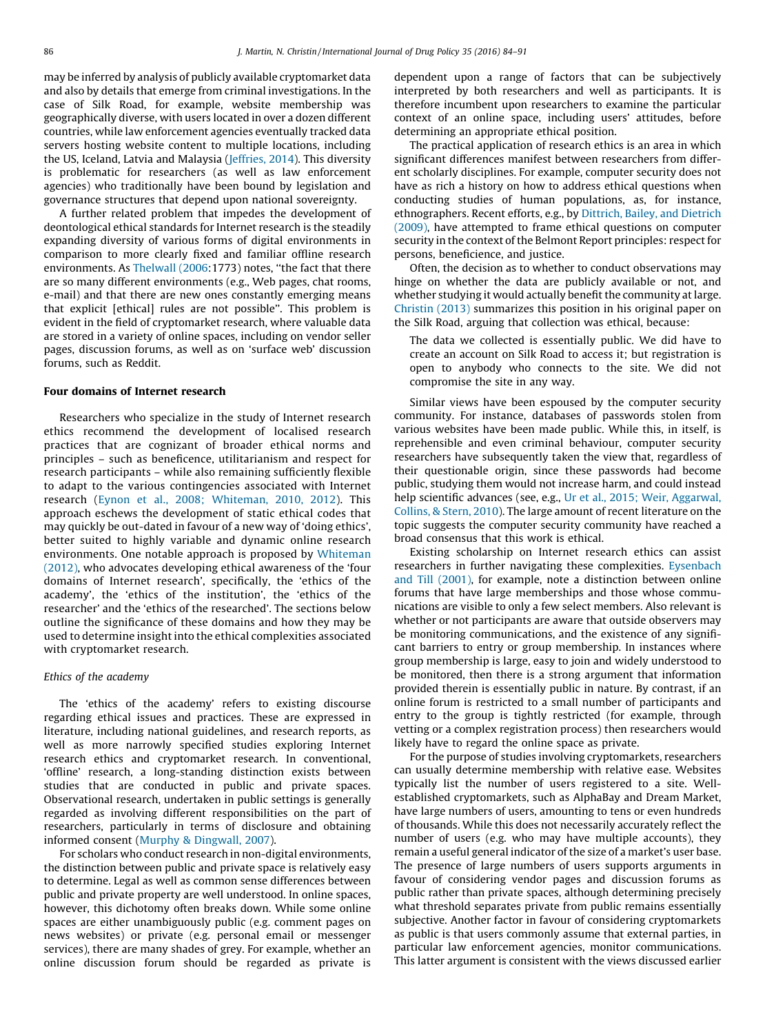may be inferred by analysis of publicly available cryptomarket data and also by details that emerge from criminal investigations. In the case of Silk Road, for example, website membership was geographically diverse, with users located in over a dozen different countries, while law enforcement agencies eventually tracked data servers hosting website content to multiple locations, including the US, Iceland, Latvia and Malaysia (Jeffries, 2014). This diversity is problematic for researchers (as well as law enforcement agencies) who traditionally have been bound by legislation and governance structures that depend upon national sovereignty.

A further related problem that impedes the development of deontological ethical standards for Internet research is the steadily expanding diversity of various forms of digital environments in comparison to more clearly fixed and familiar offline research environments. As Thelwall (2006:1773) notes, "the fact that there are so many different environments (e.g., Web pages, chat rooms, e-mail) and that there are new ones constantly emerging means that explicit [ethical] rules are not possible". This problem is evident in the field of cryptomarket research, where valuable data are stored in a variety of online spaces, including on vendor seller pages, discussion forums, as well as on 'surface web' discussion forums, such as Reddit.

## Four domains of Internet research

Researchers who specialize in the study of Internet research ethics recommend the development of localised research practices that are cognizant of broader ethical norms and principles – such as beneficence, utilitarianism and respect for research participants – while also remaining sufficiently flexible to adapt to the various contingencies associated with Internet research (Eynon et al., 2008; Whiteman, 2010, 2012). This approach eschews the development of static ethical codes that may quickly be out-dated in favour of a new way of 'doing ethics', better suited to highly variable and dynamic online research environments. One notable approach is proposed by Whiteman (2012), who advocates developing ethical awareness of the 'four domains of Internet research', specifically, the 'ethics of the academy', the 'ethics of the institution', the 'ethics of the researcher' and the 'ethics of the researched'. The sections below outline the significance of these domains and how they may be used to determine insight into the ethical complexities associated with cryptomarket research.

### *Ethics of the academy*

The 'ethics of the academy' refers to existing discourse regarding ethical issues and practices. These are expressed in literature, including national guidelines, and research reports, as well as more narrowly specified studies exploring Internet research ethics and cryptomarket research. In conventional, 'offline' research, a long-standing distinction exists between studies that are conducted in public and private spaces. Observational research, undertaken in public settings is generally regarded as involving different responsibilities on the part of researchers, particularly in terms of disclosure and obtaining informed consent (Murphy & Dingwall, 2007).

For scholars who conduct research in non-digital environments, the distinction between public and private space is relatively easy to determine. Legal as well as common sense differences between public and private property are well understood. In online spaces, however, this dichotomy often breaks down. While some online spaces are either unambiguously public (e.g. comment pages on news websites) or private (e.g. personal email or messenger services), there are many shades of grey. For example, whether an online discussion forum should be regarded as private is dependent upon a range of factors that can be subjectively interpreted by both researchers and well as participants. It is therefore incumbent upon researchers to examine the particular context of an online space, including users' attitudes, before determining an appropriate ethical position.

The practical application of research ethics is an area in which significant differences manifest between researchers from different scholarly disciplines. For example, computer security does not have as rich a history on how to address ethical questions when conducting studies of human populations, as, for instance, ethnographers. Recent efforts, e.g., by Dittrich, Bailey, and Dietrich (2009), have attempted to frame ethical questions on computer security in the context of the Belmont Report principles: respect for persons, beneficence, and justice.

Often, the decision as to whether to conduct observations may hinge on whether the data are publicly available or not, and whether studying it would actually benefit the community at large. Christin (2013) summarizes this position in his original paper on the Silk Road, arguing that collection was ethical, because:

> The data we collected is essentially public. We did have to create an account on Silk Road to access it; but registration is open to anybody who connects to the site. We did not compromise the site in any way.

Similar views have been espoused by the computer security community. For instance, databases of passwords stolen from various websites have been made public. While this, in itself, is reprehensible and even criminal behaviour, computer security researchers have subsequently taken the view that, regardless of their questionable origin, since these passwords had become public, studying them would not increase harm, and could instead help scientific advances (see, e.g., Ur et al., 2015; Weir, Aggarwal, Collins, & Stern, 2010). The large amount of recent literature on the topic suggests the computer security community have reached a broad consensus that this work is ethical.

Existing scholarship on Internet research ethics can assist researchers in further navigating these complexities. Eysenbach and Till (2001), for example, note a distinction between online forums that have large memberships and those whose communications are visible to only a few select members. Also relevant is whether or not participants are aware that outside observers may be monitoring communications, and the existence of any significant barriers to entry or group membership. In instances where group membership is large, easy to join and widely understood to be monitored, then there is a strong argument that information provided therein is essentially public in nature. By contrast, if an online forum is restricted to a small number of participants and entry to the group is tightly restricted (for example, through vetting or a complex registration process) then researchers would likely have to regard the online space as private.

For the purpose of studies involving cryptomarkets, researchers can usually determine membership with relative ease. Websites typically list the number of users registered to a site. Well-established cryptomarkets, such as AlphaBay and Dream Market, have large numbers of users, amounting to tens or even hundreds of thousands. While this does not necessarily accurately reflect the number of users (e.g. who may have multiple accounts), they remain a useful general indicator of the size of a market's user base. The presence of large numbers of users supports arguments in favour of considering vendor pages and discussion forums as public rather than private spaces, although determining precisely what threshold separates private from public remains essentially subjective. Another factor in favour of considering cryptomarkets as public is that users commonly assume that external parties, in particular law enforcement agencies, monitor communications. This latter argument is consistent with the views discussed earlier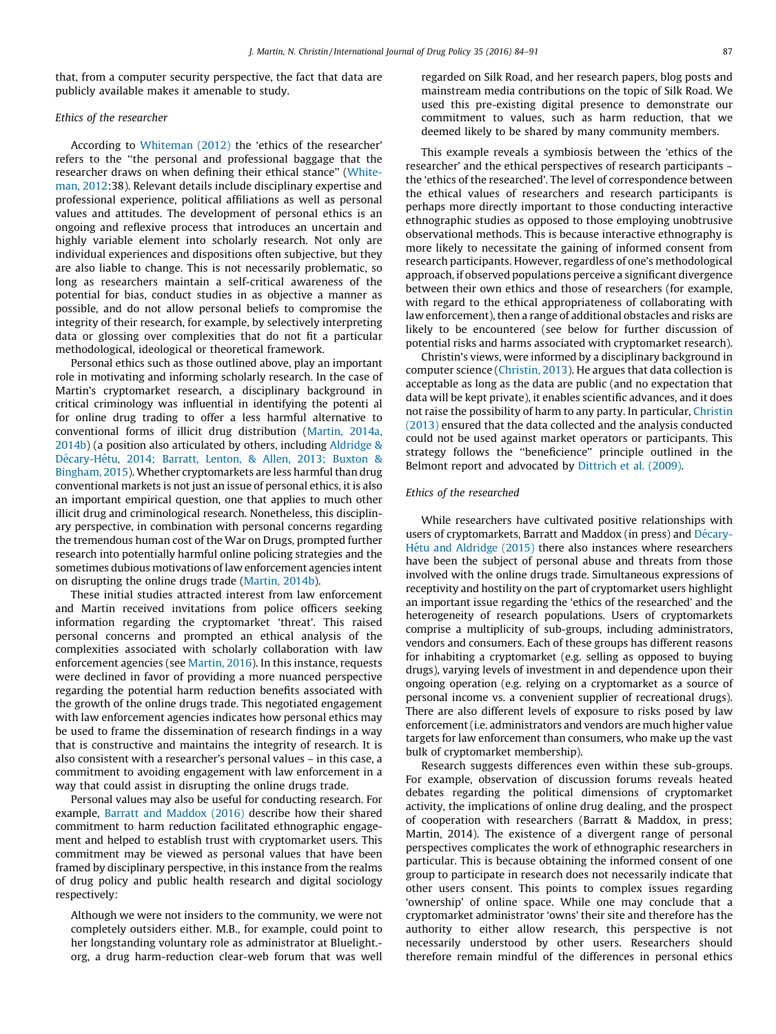that, from a computer security perspective, the fact that data are publicly available makes it amenable to study.

*Ethics of the researcher*

According to Whiteman (2012) the 'ethics of the researcher' refers to the "the personal and professional baggage that the researcher draws on when defining their ethical stance" (Whiteman, 2012:38). Relevant details include disciplinary expertise and professional experience, political affiliations as well as personal values and attitudes. The development of personal ethics is an ongoing and reflexive process that introduces an uncertain and highly variable element into scholarly research. Not only are individual experiences and dispositions often subjective, but they are also liable to change. This is not necessarily problematic, so long as researchers maintain a self-critical awareness of the potential for bias, conduct studies in as objective a manner as possible, and do not allow personal beliefs to compromise the integrity of their research, for example, by selectively interpreting data or glossing over complexities that do not fit a particular methodological, ideological or theoretical framework.

Personal ethics such as those outlined above, play an important role in motivating and informing scholarly research. In the case of Martin's cryptomarket research, a disciplinary background in critical criminology was influential in identifying the potenti al for online drug trading to offer a less harmful alternative to conventional forms of illicit drug distribution (Martin, 2014a, 2014b) (a position also articulated by others, including Aldridge & Décary-Hétu, 2014; Barratt, Lenton, & Allen, 2013; Buxton & Bingham, 2015). Whether cryptomarkets are less harmful than drug conventional markets is not just an issue of personal ethics, it is also an important empirical question, one that applies to much other illicit drug and criminological research. Nonetheless, this disciplinary perspective, in combination with personal concerns regarding the tremendous human cost of the War on Drugs, prompted further research into potentially harmful online policing strategies and the sometimes dubious motivations of law enforcement agencies intent on disrupting the online drugs trade (Martin, 2014b).

These initial studies attracted interest from law enforcement and Martin received invitations from police officers seeking information regarding the cryptomarket 'threat'. This raised personal concerns and prompted an ethical analysis of the complexities associated with scholarly collaboration with law enforcement agencies (see Martin, 2016). In this instance, requests were declined in favor of providing a more nuanced perspective regarding the potential harm reduction benefits associated with the growth of the online drugs trade. This negotiated engagement with law enforcement agencies indicates how personal ethics may be used to frame the dissemination of research findings in a way that is constructive and maintains the integrity of research. It is also consistent with a researcher's personal values – in this case, a commitment to avoiding engagement with law enforcement in a way that could assist in disrupting the online drugs trade.

Personal values may also be useful for conducting research. For example, Barratt and Maddox (2016) describe how their shared commitment to harm reduction facilitated ethnographic engagement and helped to establish trust with cryptomarket users. This commitment may be viewed as personal values that have been framed by disciplinary perspective, in this instance from the realms of drug policy and public health research and digital sociology respectively:

> Although we were not insiders to the community, we were not completely outsiders either. M.B., for example, could point to her longstanding voluntary role as administrator at Bluelight.org, a drug harm-reduction clear-web forum that was well regarded on Silk Road, and her research papers, blog posts and mainstream media contributions on the topic of Silk Road. We used this pre-existing digital presence to demonstrate our commitment to values, such as harm reduction, that we deemed likely to be shared by many community members.

This example reveals a symbiosis between the 'ethics of the researcher' and the ethical perspectives of research participants – the 'ethics of the researched'. The level of correspondence between the ethical values of researchers and research participants is perhaps more directly important to those conducting interactive ethnographic studies as opposed to those employing unobtrusive observational methods. This is because interactive ethnography is more likely to necessitate the gaining of informed consent from research participants. However, regardless of one's methodological approach, if observed populations perceive a significant divergence between their own ethics and those of researchers (for example, with regard to the ethical appropriateness of collaborating with law enforcement), then a range of additional obstacles and risks are likely to be encountered (see below for further discussion of potential risks and harms associated with cryptomarket research).

Christin's views, were informed by a disciplinary background in computer science (Christin, 2013). He argues that data collection is acceptable as long as the data are public (and no expectation that data will be kept private), it enables scientific advances, and it does not raise the possibility of harm to any party. In particular, Christin (2013) ensured that the data collected and the analysis conducted could not be used against market operators or participants. This strategy follows the "beneficience" principle outlined in the Belmont report and advocated by Dittrich et al. (2009).

*Ethics of the researched*

While researchers have cultivated positive relationships with users of cryptomarkets, Barratt and Maddox (in press) and Décary-Hétu and Aldridge (2015) there also instances where researchers have been the subject of personal abuse and threats from those involved with the online drugs trade. Simultaneous expressions of receptivity and hostility on the part of cryptomarket users highlight an important issue regarding the 'ethics of the researched' and the heterogeneity of research populations. Users of cryptomarkets comprise a multiplicity of sub-groups, including administrators, vendors and consumers. Each of these groups has different reasons for inhabiting a cryptomarket (e.g. selling as opposed to buying drugs), varying levels of investment in and dependence upon their ongoing operation (e.g. relying on a cryptomarket as a source of personal income vs. a convenient supplier of recreational drugs). There are also different levels of exposure to risks posed by law enforcement (i.e. administrators and vendors are much higher value targets for law enforcement than consumers, who make up the vast bulk of cryptomarket membership).

Research suggests differences even within these sub-groups. For example, observation of discussion forums reveals heated debates regarding the political dimensions of cryptomarket activity, the implications of online drug dealing, and the prospect of cooperation with researchers (Barratt & Maddox, in press; Martin, 2014). The existence of a divergent range of personal perspectives complicates the work of ethnographic researchers in particular. This is because obtaining the informed consent of one group to participate in research does not necessarily indicate that other users consent. This points to complex issues regarding 'ownership' of online space. While one may conclude that a cryptomarket administrator 'owns' their site and therefore has the authority to either allow research, this perspective is not necessarily understood by other users. Researchers should therefore remain mindful of the differences in personal ethics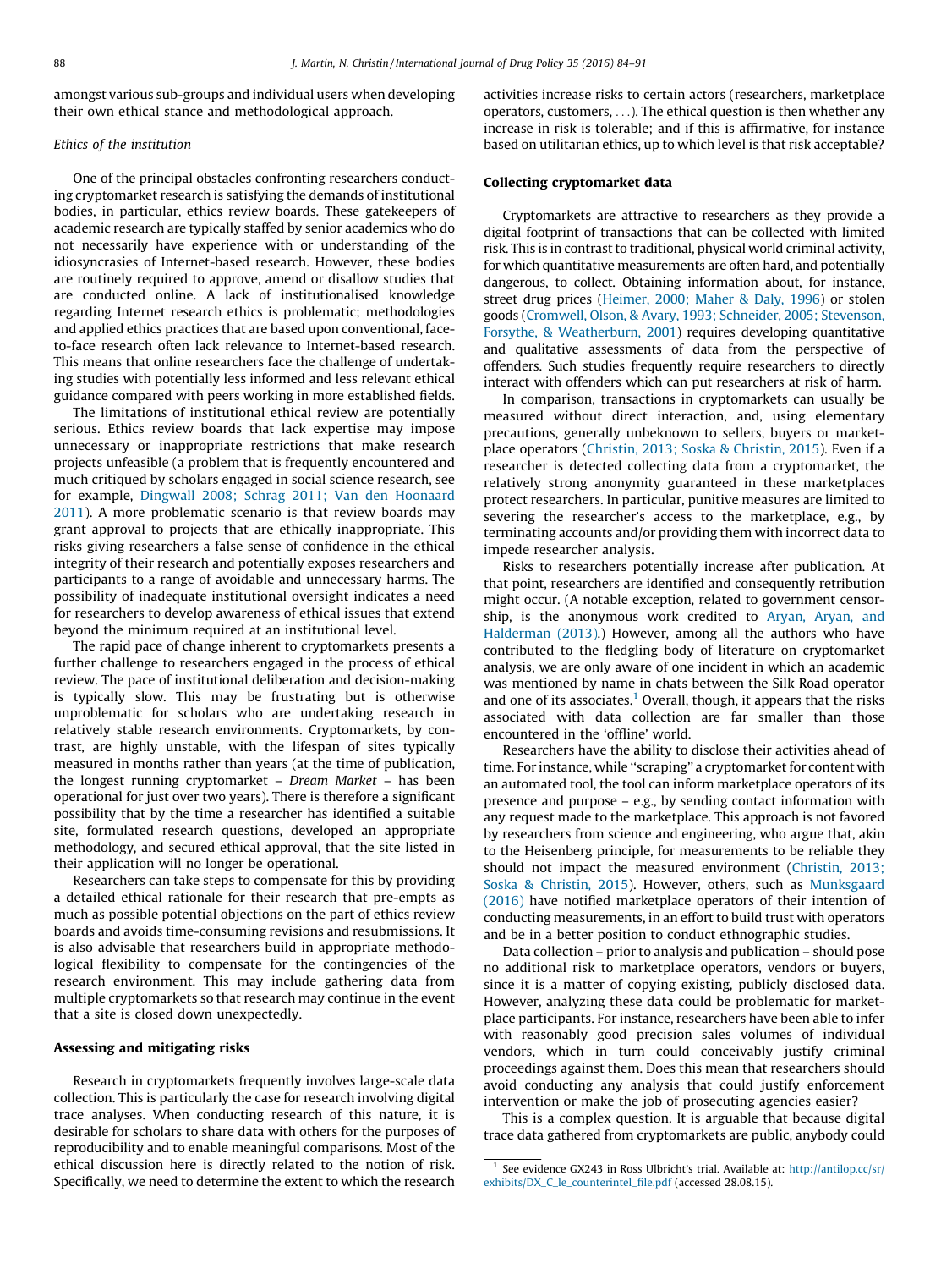amongst various sub-groups and individual users when developing their own ethical stance and methodological approach.

*Ethics of the institution*

One of the principal obstacles confronting researchers conducting cryptomarket research is satisfying the demands of institutional bodies, in particular, ethics review boards. These gatekeepers of academic research are typically staffed by senior academics who do not necessarily have experience with or understanding of the idiosyncrasies of Internet-based research. However, these bodies are routinely required to approve, amend or disallow studies that are conducted online. A lack of institutionalised knowledge regarding Internet research ethics is problematic; methodologies and applied ethics practices that are based upon conventional, face-to-face research often lack relevance to Internet-based research. This means that online researchers face the challenge of undertaking studies with potentially less informed and less relevant ethical guidance compared with peers working in more established fields.

The limitations of institutional ethical review are potentially serious. Ethics review boards that lack expertise may impose unnecessary or inappropriate restrictions that make research projects unfeasible (a problem that is frequently encountered and much critiqued by scholars engaged in social science research, see for example, Dingwall 2008; Schrag 2011; Van den Hoonaard 2011). A more problematic scenario is that review boards may grant approval to projects that are ethically inappropriate. This risks giving researchers a false sense of confidence in the ethical integrity of their research and potentially exposes researchers and participants to a range of avoidable and unnecessary harms. The possibility of inadequate institutional oversight indicates a need for researchers to develop awareness of ethical issues that extend beyond the minimum required at an institutional level.

The rapid pace of change inherent to cryptomarkets presents a further challenge to researchers engaged in the process of ethical review. The pace of institutional deliberation and decision-making is typically slow. This may be frustrating but is otherwise unproblematic for scholars who are undertaking research in relatively stable research environments. Cryptomarkets, by contrast, are highly unstable, with the lifespan of sites typically measured in months rather than years (at the time of publication, the longest running cryptomarket – *Dream Market* – has been operational for just over two years). There is therefore a significant possibility that by the time a researcher has identified a suitable site, formulated research questions, developed an appropriate methodology, and secured ethical approval, that the site listed in their application will no longer be operational.

Researchers can take steps to compensate for this by providing a detailed ethical rationale for their research that pre-empts as much as possible potential objections on the part of ethics review boards and avoids time-consuming revisions and resubmissions. It is also advisable that researchers build in appropriate methodological flexibility to compensate for the contingencies of the research environment. This may include gathering data from multiple cryptomarkets so that research may continue in the event that a site is closed down unexpectedly.

## Assessing and mitigating risks

Research in cryptomarkets frequently involves large-scale data collection. This is particularly the case for research involving digital trace analyses. When conducting research of this nature, it is desirable for scholars to share data with others for the purposes of reproducibility and to enable meaningful comparisons. Most of the ethical discussion here is directly related to the notion of risk. Specifically, we need to determine the extent to which the research activities increase risks to certain actors (researchers, marketplace operators, customers, ...). The ethical question is then whether any increase in risk is tolerable; and if this is affirmative, for instance based on utilitarian ethics, up to which level is that risk acceptable?

## Collecting cryptomarket data

Cryptomarkets are attractive to researchers as they provide a digital footprint of transactions that can be collected with limited risk. This is in contrast to traditional, physical world criminal activity, for which quantitative measurements are often hard, and potentially dangerous, to collect. Obtaining information about, for instance, street drug prices (Heimer, 2000; Maher & Daly, 1996) or stolen goods (Cromwell, Olson, & Avary, 1993; Schneider, 2005; Stevenson, Forsythe, & Weatherburn, 2001) requires developing quantitative and qualitative assessments of data from the perspective of offenders. Such studies frequently require researchers to directly interact with offenders which can put researchers at risk of harm.

In comparison, transactions in cryptomarkets can usually be measured without direct interaction, and, using elementary precautions, generally unbeknown to sellers, buyers or marketplace operators (Christin, 2013; Soska & Christin, 2015). Even if a researcher is detected collecting data from a cryptomarket, the relatively strong anonymity guaranteed in these marketplaces protect researchers. In particular, punitive measures are limited to severing the researcher's access to the marketplace, e.g., by terminating accounts and/or providing them with incorrect data to impede researcher analysis.

Risks to researchers potentially increase after publication. At that point, researchers are identified and consequently retribution might occur. (A notable exception, related to government censorship, is the anonymous work credited to Aryan, Aryan, and Halderman (2013).) However, among all the authors who have contributed to the fledgling body of literature on cryptomarket analysis, we are only aware of one incident in which an academic was mentioned by name in chats between the Silk Road operator and one of its associates.[1] Overall, though, it appears that the risks associated with data collection are far smaller than those encountered in the 'offline' world.

Researchers have the ability to disclose their activities ahead of time. For instance, while "scraping" a cryptomarket for content with an automated tool, the tool can inform marketplace operators of its presence and purpose – e.g., by sending contact information with any request made to the marketplace. This approach is not favored by researchers from science and engineering, who argue that, akin to the Heisenberg principle, for measurements to be reliable they should not impact the measured environment (Christin, 2013; Soska & Christin, 2015). However, others, such as Munksgaard (2016) have notified marketplace operators of their intention of conducting measurements, in an effort to build trust with operators and be in a better position to conduct ethnographic studies.

Data collection – prior to analysis and publication – should pose no additional risk to marketplace operators, vendors or buyers, since it is a matter of copying existing, publicly disclosed data. However, analyzing these data could be problematic for marketplace participants. For instance, researchers have been able to infer with reasonably good precision sales volumes of individual vendors, which in turn could conceivably justify criminal proceedings against them. Does this mean that researchers should avoid conducting any analysis that could justify enforcement intervention or make the job of prosecuting agencies easier?

This is a complex question. It is arguable that because digital trace data gathered from cryptomarkets are public, anybody could

[1] See evidence GX243 in Ross Ulbricht's trial. Available at: http://antilop.cc/sr/exhibits/DX_C_le_counterintel_file.pdf (accessed 28.08.15).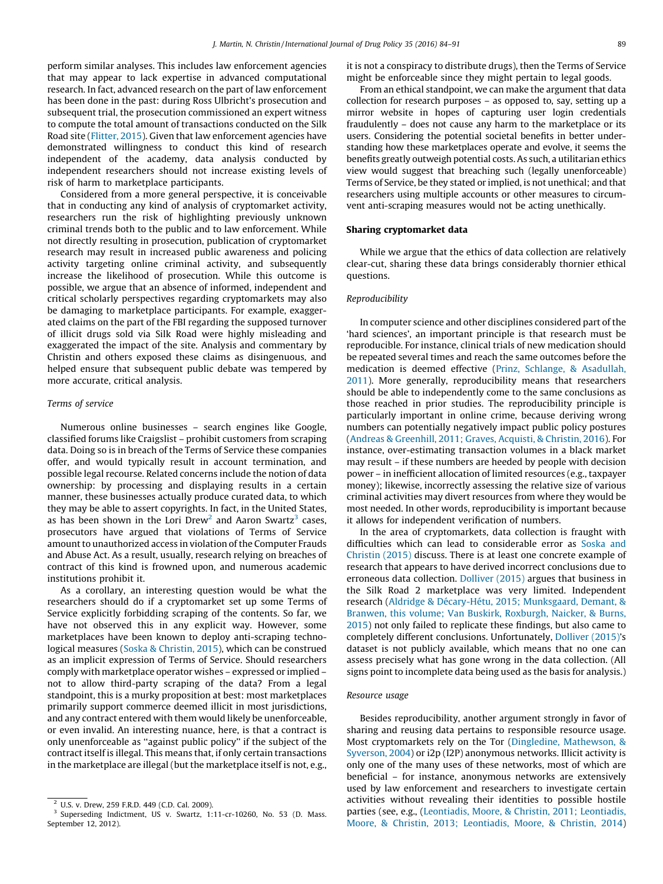perform similar analyses. This includes law enforcement agencies that may appear to lack expertise in advanced computational research. In fact, advanced research on the part of law enforcement has been done in the past: during Ross Ulbricht's prosecution and subsequent trial, the prosecution commissioned an expert witness to compute the total amount of transactions conducted on the Silk Road site (Flitter, 2015). Given that law enforcement agencies have demonstrated willingness to conduct this kind of research independent of the academy, data analysis conducted by independent researchers should not increase existing levels of risk of harm to marketplace participants.

Considered from a more general perspective, it is conceivable that in conducting any kind of analysis of cryptomarket activity, researchers run the risk of highlighting previously unknown criminal trends both to the public and to law enforcement. While not directly resulting in prosecution, publication of cryptomarket research may result in increased public awareness and policing activity targeting online criminal activity, and subsequently increase the likelihood of prosecution. While this outcome is possible, we argue that an absence of informed, independent and critical scholarly perspectives regarding cryptomarkets may also be damaging to marketplace participants. For example, exaggerated claims on the part of the FBI regarding the supposed turnover of illicit drugs sold via Silk Road were highly misleading and exaggerated the impact of the site. Analysis and commentary by Christin and others exposed these claims as disingenuous, and helped ensure that subsequent public debate was tempered by more accurate, critical analysis.

### *Terms of service*

Numerous online businesses – search engines like Google, classified forums like Craigslist – prohibit customers from scraping data. Doing so is in breach of the Terms of Service these companies offer, and would typically result in account termination, and possible legal recourse. Related concerns include the notion of data ownership: by processing and displaying results in a certain manner, these businesses actually produce curated data, to which they may be able to assert copyrights. In fact, in the United States, as has been shown in the Lori Drew[2] and Aaron Swartz[3] cases, prosecutors have argued that violations of Terms of Service amount to unauthorized access in violation of the Computer Frauds and Abuse Act. As a result, usually, research relying on breaches of contract of this kind is frowned upon, and numerous academic institutions prohibit it.

As a corollary, an interesting question would be what the researchers should do if a cryptomarket set up some Terms of Service explicitly forbidding scraping of the contents. So far, we have not observed this in any explicit way. However, some marketplaces have been known to deploy anti-scraping technological measures (Soska & Christin, 2015), which can be construed as an implicit expression of Terms of Service. Should researchers comply with marketplace operator wishes – expressed or implied – not to allow third-party scraping of the data? From a legal standpoint, this is a murky proposition at best: most marketplaces primarily support commerce deemed illicit in most jurisdictions, and any contract entered with them would likely be unenforceable, or even invalid. An interesting nuance, here, is that a contract is only unenforceable as "against public policy" if the subject of the contract itself is illegal. This means that, if only certain transactions in the marketplace are illegal (but the marketplace itself is not, e.g., it is not a conspiracy to distribute drugs), then the Terms of Service might be enforceable since they might pertain to legal goods.

From an ethical standpoint, we can make the argument that data collection for research purposes – as opposed to, say, setting up a mirror website in hopes of capturing user login credentials fraudulently – does not cause any harm to the marketplace or its users. Considering the potential societal benefits in better understanding how these marketplaces operate and evolve, it seems the benefits greatly outweigh potential costs. As such, a utilitarian ethics view would suggest that breaching such (legally unenforceable) Terms of Service, be they stated or implied, is not unethical; and that researchers using multiple accounts or other measures to circumvent anti-scraping measures would not be acting unethically.

## Sharing cryptomarket data

While we argue that the ethics of data collection are relatively clear-cut, sharing these data brings considerably thornier ethical questions.

### *Reproducibility*

In computer science and other disciplines considered part of the 'hard sciences', an important principle is that research must be reproducible. For instance, clinical trials of new medication should be repeated several times and reach the same outcomes before the medication is deemed effective (Prinz, Schlange, & Asadullah, 2011). More generally, reproducibility means that researchers should be able to independently come to the same conclusions as those reached in prior studies. The reproducibility principle is particularly important in online crime, because deriving wrong numbers can potentially negatively impact public policy postures (Andreas & Greenhill, 2011; Graves, Acquisti, & Christin, 2016). For instance, over-estimating transaction volumes in a black market may result – if these numbers are heeded by people with decision power – in inefficient allocation of limited resources (e.g., taxpayer money); likewise, incorrectly assessing the relative size of various criminal activities may divert resources from where they would be most needed. In other words, reproducibility is important because it allows for independent verification of numbers.

In the area of cryptomarkets, data collection is fraught with difficulties which can lead to considerable error as Soska and Christin (2015) discuss. There is at least one concrete example of research that appears to have derived incorrect conclusions due to erroneous data collection. Dolliver (2015) argues that business in the Silk Road 2 marketplace was very limited. Independent research (Aldridge & Décary-Hétu, 2015; Munksgaard, Demant, & Branwen, this volume; Van Buskirk, Roxburgh, Naicker, & Burns, 2015) not only failed to replicate these findings, but also came to completely different conclusions. Unfortunately, Dolliver (2015)'s dataset is not publicly available, which means that no one can assess precisely what has gone wrong in the data collection. (All signs point to incomplete data being used as the basis for analysis.)

### *Resource usage*

Besides reproducibility, another argument strongly in favor of sharing and reusing data pertains to responsible resource usage. Most cryptomarkets rely on the Tor (Dingledine, Mathewson, & Syverson, 2004) or i2p (I2P) anonymous networks. Illicit activity is only one of the many uses of these networks, most of which are beneficial – for instance, anonymous networks are extensively used by law enforcement and researchers to investigate certain activities without revealing their identities to possible hostile parties (see, e.g., (Leontiadis, Moore, & Christin, 2011; Leontiadis, Moore, & Christin, 2013; Leontiadis, Moore, & Christin, 2014)

---

[2] U.S. v. Drew, 259 F.R.D. 449 (C.D. Cal. 2009).

[3] Superseding Indictment, US v. Swartz, 1:11-cr-10260, No. 53 (D. Mass. September 12, 2012).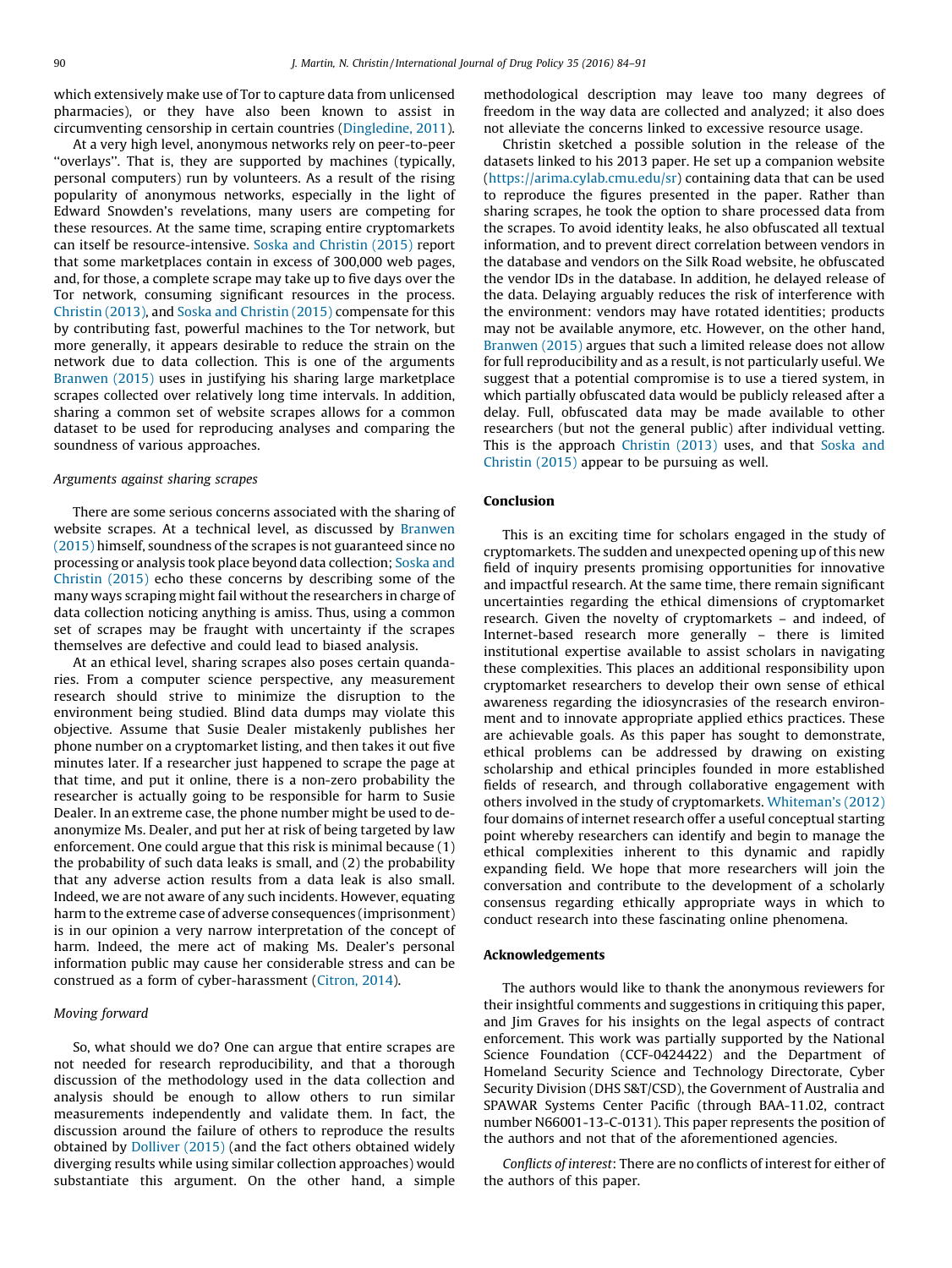which extensively make use of Tor to capture data from unlicensed pharmacies), or they have also been known to assist in circumventing censorship in certain countries (Dingledine, 2011).

At a very high level, anonymous networks rely on peer-to-peer "overlays". That is, they are supported by machines (typically, personal computers) run by volunteers. As a result of the rising popularity of anonymous networks, especially in the light of Edward Snowden's revelations, many users are competing for these resources. At the same time, scraping entire cryptomarkets can itself be resource-intensive. Soska and Christin (2015) report that some marketplaces contain in excess of 300,000 web pages, and, for those, a complete scrape may take up to five days over the Tor network, consuming significant resources in the process. Christin (2013), and Soska and Christin (2015) compensate for this by contributing fast, powerful machines to the Tor network, but more generally, it appears desirable to reduce the strain on the network due to data collection. This is one of the arguments Branwen (2015) uses in justifying his sharing large marketplace scrapes collected over relatively long time intervals. In addition, sharing a common set of website scrapes allows for a common dataset to be used for reproducing analyses and comparing the soundness of various approaches.

### *Arguments against sharing scrapes*

There are some serious concerns associated with the sharing of website scrapes. At a technical level, as discussed by Branwen (2015) himself, soundness of the scrapes is not guaranteed since no processing or analysis took place beyond data collection; Soska and Christin (2015) echo these concerns by describing some of the many ways scraping might fail without the researchers in charge of data collection noticing anything is amiss. Thus, using a common set of scrapes may be fraught with uncertainty if the scrapes themselves are defective and could lead to biased analysis.

At an ethical level, sharing scrapes also poses certain quandaries. From a computer science perspective, any measurement research should strive to minimize the disruption to the environment being studied. Blind data dumps may violate this objective. Assume that Susie Dealer mistakenly publishes her phone number on a cryptomarket listing, and then takes it out five minutes later. If a researcher just happened to scrape the page at that time, and put it online, there is a non-zero probability the researcher is actually going to be responsible for harm to Susie Dealer. In an extreme case, the phone number might be used to de-anonymize Ms. Dealer, and put her at risk of being targeted by law enforcement. One could argue that this risk is minimal because (1) the probability of such data leaks is small, and (2) the probability that any adverse action results from a data leak is also small. Indeed, we are not aware of any such incidents. However, equating harm to the extreme case of adverse consequences (imprisonment) is in our opinion a very narrow interpretation of the concept of harm. Indeed, the mere act of making Ms. Dealer's personal information public may cause her considerable stress and can be construed as a form of cyber-harassment (Citron, 2014).

### *Moving forward*

So, what should we do? One can argue that entire scrapes are not needed for research reproducibility, and that a thorough discussion of the methodology used in the data collection and analysis should be enough to allow others to run similar measurements independently and validate them. In fact, the discussion around the failure of others to reproduce the results obtained by Dolliver (2015) (and the fact others obtained widely diverging results while using similar collection approaches) would substantiate this argument. On the other hand, a simple methodological description may leave too many degrees of freedom in the way data are collected and analyzed; it also does not alleviate the concerns linked to excessive resource usage.

Christin sketched a possible solution in the release of the datasets linked to his 2013 paper. He set up a companion website (https://arima.cylab.cmu.edu/sr) containing data that can be used to reproduce the figures presented in the paper. Rather than sharing scrapes, he took the option to share processed data from the scrapes. To avoid identity leaks, he also obfuscated all textual information, and to prevent direct correlation between vendors in the database and vendors on the Silk Road website, he obfuscated the vendor IDs in the database. In addition, he delayed release of the data. Delaying arguably reduces the risk of interference with the environment: vendors may have rotated identities; products may not be available anymore, etc. However, on the other hand, Branwen (2015) argues that such a limited release does not allow for full reproducibility and as a result, is not particularly useful. We suggest that a potential compromise is to use a tiered system, in which partially obfuscated data would be publicly released after a delay. Full, obfuscated data may be made available to other researchers (but not the general public) after individual vetting. This is the approach Christin (2013) uses, and that Soska and Christin (2015) appear to be pursuing as well.

## Conclusion

This is an exciting time for scholars engaged in the study of cryptomarkets. The sudden and unexpected opening up of this new field of inquiry presents promising opportunities for innovative and impactful research. At the same time, there remain significant uncertainties regarding the ethical dimensions of cryptomarket research. Given the novelty of cryptomarkets – and indeed, of Internet-based research more generally – there is limited institutional expertise available to assist scholars in navigating these complexities. This places an additional responsibility upon cryptomarket researchers to develop their own sense of ethical awareness regarding the idiosyncracies of the research environment and to innovate appropriate applied ethics practices. These are achievable goals. As this paper has sought to demonstrate, ethical problems can be addressed by drawing on existing scholarship and ethical principles founded in more established fields of research, and through collaborative engagement with others involved in the study of cryptomarkets. Whiteman's (2012) four domains of internet research offer a useful conceptual starting point whereby researchers can identify and begin to manage the ethical complexities inherent to this dynamic and rapidly expanding field. We hope that more researchers will join the conversation and contribute to the development of a scholarly consensus regarding ethically appropriate ways in which to conduct research into these fascinating online phenomena.

## Acknowledgements

The authors would like to thank the anonymous reviewers for their insightful comments and suggestions in critiquing this paper, and Jim Graves for his insights on the legal aspects of contract enforcement. This work was partially supported by the National Science Foundation (CCF-0424422) and the Department of Homeland Security Science and Technology Directorate, Cyber Security Division (DHS S&T/CSD), the Government of Australia and SPAWAR Systems Center Pacific (through BAA-11.02, contract number N66001-13-C-0131). This paper represents the position of the authors and not that of the aforementioned agencies.

*Conflicts of interest*: There are no conflicts of interest for either of the authors of this paper.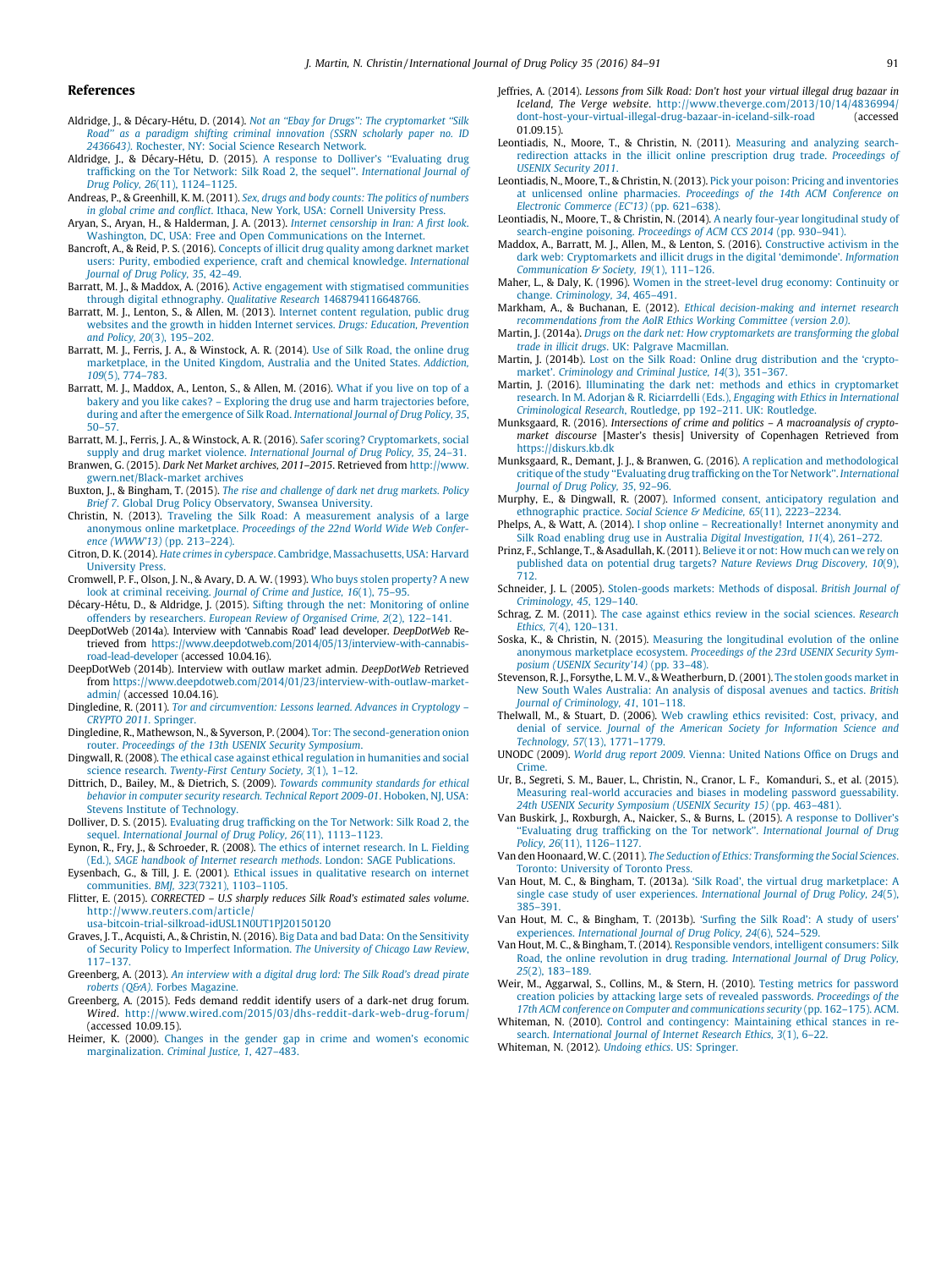## References

Aldridge, J., & Décary-Hétu, D. (2014). *Not an "Ebay for Drugs": The cryptomarket "Silk Road" as a paradigm shifting criminal innovation (SSRN scholarly paper no. ID 2436643)*. Rochester, NY: Social Science Research Network.

Aldridge, J., & Décary-Hétu, D. (2015). A response to Dolliver's "Evaluating drug trafficking on the Tor Network: Silk Road 2, the sequel". *International Journal of Drug Policy, 26*(11), 1124–1125.

Andreas, P., & Greenhill, K. M. (2011). *Sex, drugs and body counts: The politics of numbers in global crime and conflict*. Ithaca, New York, USA: Cornell University Press.

Aryan, S., Aryan, H., & Halderman, J. A. (2013). *Internet censorship in Iran: A first look*. Washington, DC, USA: Free and Open Communications on the Internet.

Bancroft, A., & Reid, P. S. (2016). Concepts of illicit drug quality among darknet market users: Purity, embodied experience, craft and chemical knowledge. *International Journal of Drug Policy, 35*, 42–49.

Barratt, M. J., & Maddox, A. (2016). Active engagement with stigmatised communities through digital ethnography. *Qualitative Research* 1468794116648766.

Barratt, M. J., Lenton, S., & Allen, M. (2013). Internet content regulation, public drug websites and the growth in hidden Internet services. *Drugs: Education, Prevention and Policy, 20*(3), 195–202.

Barratt, M. J., Ferris, J. A., & Winstock, A. R. (2014). Use of Silk Road, the online drug marketplace, in the United Kingdom, Australia and the United States. *Addiction, 109*(5), 774–783.

Barratt, M. J., Maddox, A., Lenton, S., & Allen, M. (2016). What if you live on top of a bakery and you like cakes? – Exploring the drug use and harm trajectories before, during and after the emergence of Silk Road. *International Journal of Drug Policy, 35*, 50–57.

Barratt, M. J., Ferris, J. A., & Winstock, A. R. (2016). Safer scoring? Cryptomarkets, social supply and drug market violence. *International Journal of Drug Policy, 35*, 24–31.

Branwen, G. (2015). *Dark Net Market archives, 2011–2015*. Retrieved from http://www.gwern.net/Black-market archives

Buxton, J., & Bingham, T. (2015). *The rise and challenge of dark net drug markets. Policy Brief 7*. Global Drug Policy Observatory, Swansea University.

Christin, N. (2013). Traveling the Silk Road: A measurement analysis of a large anonymous online marketplace. *Proceedings of the 22nd World Wide Web Conference (WWW'13)* (pp. 213–224).

Citron, D. K. (2014). *Hate crimes in cyberspace*. Cambridge, Massachusetts, USA: Harvard University Press.

Cromwell, P. F., Olson, J. N., & Avary, D. A. W. (1993). Who buys stolen property? A new look at criminal receiving. *Journal of Crime and Justice, 16*(1), 75–95.

Décary-Hétu, D., & Aldridge, J. (2015). Sifting through the net: Monitoring of online offenders by researchers. *European Review of Organised Crime, 2*(2), 122–141.

DeepDotWeb (2014a). Interview with 'Cannabis Road' lead developer. *DeepDotWeb* Retrieved from https://www.deepdotweb.com/2014/05/13/interview-with-cannabis-road-lead-developer (accessed 10.04.16).

DeepDotWeb (2014b). Interview with outlaw market admin. *DeepDotWeb* Retrieved from https://www.deepdotweb.com/2014/01/23/interview-with-outlaw-market-admin/ (accessed 10.04.16).

Dingledine, R. (2011). *Tor and circumvention: Lessons learned. Advances in Cryptology – CRYPTO 2011*. Springer.

Dingledine, R., Mathewson, N., & Syverson, P. (2004). Tor: The second-generation onion router. *Proceedings of the 13th USENIX Security Symposium*.

Dingwall, R. (2008). The ethical case against ethical regulation in humanities and social science research. *Twenty-First Century Society, 3*(1), 1–12.

Dittrich, D., Bailey, M., & Dietrich, S. (2009). *Towards community standards for ethical behavior in computer security research. Technical Report 2009-01*. Hoboken, NJ, USA: Stevens Institute of Technology.

Dolliver, D. S. (2015). Evaluating drug trafficking on the Tor Network: Silk Road 2, the sequel. *International Journal of Drug Policy, 26*(11), 1113–1123.

Eynon, R., Fry, J., & Schroeder, R. (2008). The ethics of internet research. In L. Fielding (Ed.), *SAGE handbook of Internet research methods*. London: SAGE Publications.

Eysenbach, G., & Till, J. E. (2001). Ethical issues in qualitative research on internet communities. *BMJ, 323*(7321), 1103–1105.

Flitter, E. (2015). *CORRECTED – U.S sharply reduces Silk Road's estimated sales volume*. http://www.reuters.com/article/usa-bitcoin-trial-silkroad-idUSL1N0UT1PJ20150120

Graves, J. T., Acquisti, A., & Christin, N. (2016). Big Data and bad Data: On the Sensitivity of Security Policy to Imperfect Information. *The University of Chicago Law Review*, 117–137.

Greenberg, A. (2013). *An interview with a digital drug lord: The Silk Road's dread pirate roberts (Q&A)*. Forbes Magazine.

Greenberg, A. (2015). Feds demand reddit identify users of a dark-net drug forum. *Wired*. http://www.wired.com/2015/03/dhs-reddit-dark-web-drug-forum/ (accessed 10.09.15).

Heimer, K. (2000). Changes in the gender gap in crime and women's economic marginalization. *Criminal Justice, 1*, 427–483.

Jeffries, A. (2014). *Lessons from Silk Road: Don't host your virtual illegal drug bazaar in Iceland, The Verge website*. http://www.theverge.com/2013/10/14/4836994/dont-host-your-virtual-illegal-drug-bazaar-in-iceland-silk-road (accessed 01.09.15).

Leontiadis, N., Moore, T., & Christin, N. (2011). Measuring and analyzing search-redirection attacks in the illicit online prescription drug trade. *Proceedings of USENIX Security 2011*.

Leontiadis, N., Moore, T., & Christin, N. (2013). Pick your poison: Pricing and inventories at unlicensed online pharmacies. *Proceedings of the 14th ACM Conference on Electronic Commerce (EC'13)* (pp. 621–638).

Leontiadis, N., Moore, T., & Christin, N. (2014). A nearly four-year longitudinal study of search-engine poisoning. *Proceedings of ACM CCS 2014* (pp. 930–941).

Maddox, A., Barratt, M. J., Allen, M., & Lenton, S. (2016). Constructive activism in the dark web: Cryptomarkets and illicit drugs in the digital 'demimonde'. *Information Communication & Society, 19*(1), 111–126.

Maher, L., & Daly, K. (1996). Women in the street-level drug economy: Continuity or change. *Criminology, 34*, 465–491.

Markham, A., & Buchanan, E. (2012). *Ethical decision-making and internet research recommendations from the AoIR Ethics Working Committee (version 2.0)*.

Martin, J. (2014a). *Drugs on the dark net: How cryptomarkets are transforming the global trade in illicit drugs*. UK: Palgrave Macmillan.

Martin, J. (2014b). Lost on the Silk Road: Online drug distribution and the 'cryptomarket'. *Criminology and Criminal Justice, 14*(3), 351–367.

Martin, J. (2016). Illuminating the dark net: methods and ethics in cryptomarket research. In M. Adorjan & R. Ricciardelli (Eds.), *Engaging with Ethics in International Criminological Research*, Routledge, pp 192–211. UK: Routledge.

Munksgaard, R. (2016). *Intersections of crime and politics – A macroanalysis of cryptomarket discourse* [Master's thesis] University of Copenhagen Retrieved from https://diskurs.kb.dk

Munksgaard, R., Demant, J. J., & Branwen, G. (2016). A replication and methodological critique of the study "Evaluating drug trafficking on the Tor Network". *International Journal of Drug Policy, 35*, 92–96.

Murphy, E., & Dingwall, R. (2007). Informed consent, anticipatory regulation and ethnographic practice. *Social Science & Medicine, 65*(11), 2223–2234.

Phelps, A., & Watt, A. (2014). I shop online – Recreationally! Internet anonymity and Silk Road enabling drug use in Australia *Digital Investigation, 11*(4), 261–272.

Prinz, F., Schlange, T., & Asadullah, K. (2011). Believe it or not: How much can we rely on published data on potential drug targets? *Nature Reviews Drug Discovery, 10*(9), 712.

Schneider, J. L. (2005). Stolen-goods markets: Methods of disposal. *British Journal of Criminology, 45*, 129–140.

Schrag, Z. M. (2011). The case against ethics review in the social sciences. *Research Ethics, 7*(4), 120–131.

Soska, K., & Christin, N. (2015). Measuring the longitudinal evolution of the online anonymous marketplace ecosystem. *Proceedings of the 23rd USENIX Security Symposium (USENIX Security'14)* (pp. 33–48).

Stevenson, R. J., Forsythe, L. M. V., & Weatherburn, D. (2001). The stolen goods market in New South Wales Australia: An analysis of disposal avenues and tactics. *British Journal of Criminology, 41*, 101–118.

Thelwall, M., & Stuart, D. (2006). Web crawling ethics revisited: Cost, privacy, and denial of service. *Journal of the American Society for Information Science and Technology, 57*(13), 1771–1779.

UNODC (2009). *World drug report 2009*. Vienna: United Nations Office on Drugs and Crime.

Ur, B., Segreti, S. M., Bauer, L., Christin, N., Cranor, L. F., Komanduri, S., et al. (2015). Measuring real-world accuracies and biases in modeling password guessability. *24th USENIX Security Symposium (USENIX 15)* (pp. 463–481).

Van Buskirk, J., Roxburgh, A., Naicker, S., & Burns, L. (2015). A response to Dolliver's "Evaluating drug trafficking on the Tor network". *International Journal of Drug Policy, 26*(11), 1126–1127.

Van den Hoonaard, W. C. (2011). *The Seduction of Ethics: Transforming the Social Sciences*. Toronto: University of Toronto Press.

Van Hout, M. C., & Bingham, T. (2013a). 'Silk Road', the virtual drug marketplace: A single case study of user experiences. *International Journal of Drug Policy, 24*(5), 385–391.

Van Hout, M. C., & Bingham, T. (2013b). 'Surfing the Silk Road': A study of users' experiences. *International Journal of Drug Policy, 24*(6), 524–529.

Van Hout, M. C., & Bingham, T. (2014). Responsible vendors, intelligent consumers: Silk Road, the online revolution in drug trading. *International Journal of Drug Policy, 25*(2), 183–189.

Weir, M., Aggarwal, S., Collins, M., & Stern, H. (2010). Testing metrics for password creation policies by attacking large sets of revealed passwords. *Proceedings of the 17th ACM conference on Computer and communications security* (pp. 162–175). ACM.

Whiteman, N. (2010). Control and contingency: Maintaining ethical stances in research. *International Journal of Internet Research Ethics, 3*(1), 6–22.

Whiteman, N. (2012). *Undoing ethics*. US: Springer.